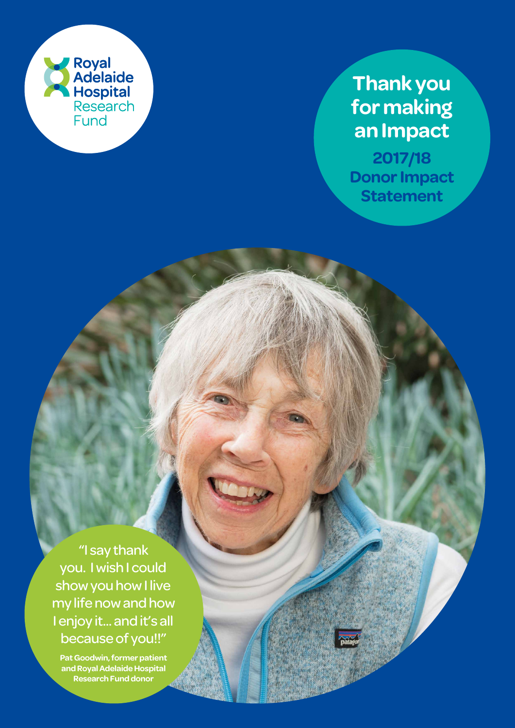Royal Adelaide Hospital Research Fund

# Thank you for making an Impact

## 2017/18 Donor Impact Statement

"I say thank you. I wish I could show you how I live my life now and how I enjoy it... and it's all because of you!!"

**Pat Goodwin, former patient and Royal Adelaide Hospital Research Fund donor**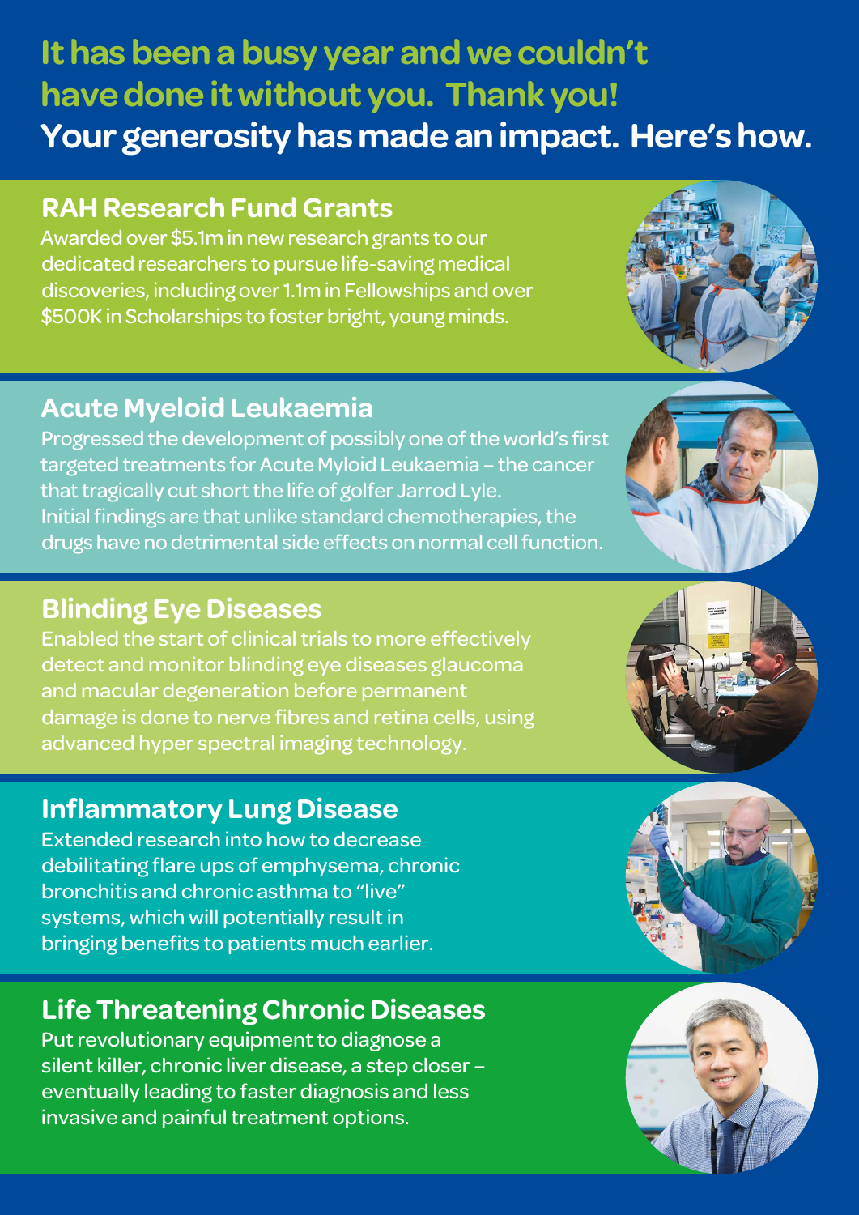# It has been a busy year and we couldn't have done it without you. Thank you!

## Your generosity has made an impact. Here's how.

## RAH Research Fund Grants

Awarded over $5.1m in new research grants to our dedicated researchers to pursue life-saving medical discoveries, including over 1.1m in Fellowships and over $500K in Scholarships to foster bright, young minds.

## Acute Myeloid Leukaemia

Progressed the development of possibly one of the world's first targeted treatments for Acute Myloid Leukaemia – the cancer that tragically cut short the life of golfer Jarrod Lyle. Initial findings are that unlike standard chemotherapies, the drugs have no detrimental side effects on normal cell function.

## Blinding Eye Diseases

Enabled the start of clinical trials to more effectively detect and monitor blinding eye diseases glaucoma and macular degeneration before permanent damage is done to nerve fibres and retina cells, using advanced hyper spectral imaging technology.

## Inflammatory Lung Disease

Extended research into how to decrease debilitating flare ups of emphysema, chronic bronchitis and chronic asthma to "live" systems, which will potentially result in bringing benefits to patients much earlier.

## Life Threatening Chronic Diseases

Put revolutionary equipment to diagnose a silent killer, chronic liver disease, a step closer – eventually leading to faster diagnosis and less invasive and painful treatment options.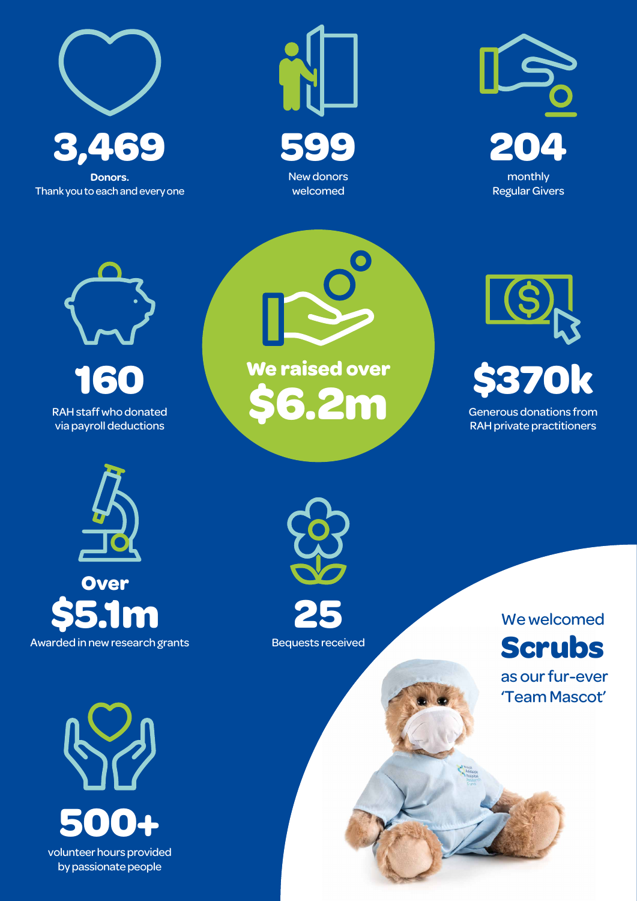**3,469**

**Donors.**
Thank you to each and every one

**599**

New donors welcomed

**204**

monthly Regular Givers

**160**

RAH staff who donated via payroll deductions

**We raised over**
**$6.2m**

**$370k**

Generous donations from RAH private practitioners

**Over**
**$5.1m**

Awarded in new research grants

**25**

Bequests received

We welcomed
**Scrubs**
as our fur-ever 'Team Mascot'

**500+**

volunteer hours provided by passionate people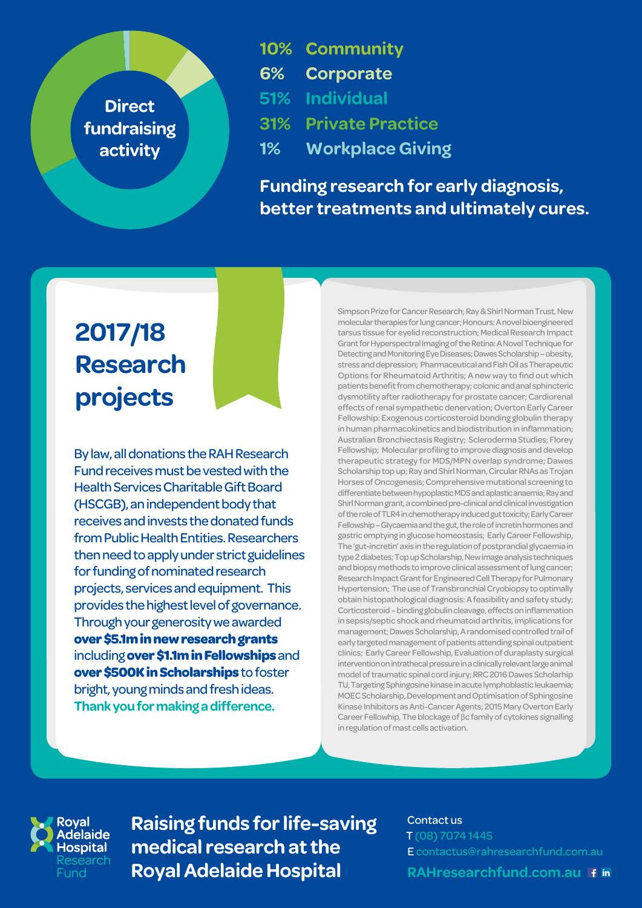Direct fundraising activity

10% Community
6% Corporate
51% Individual
31% Private Practice
1% Workplace Giving

**Funding research for early diagnosis, better treatments and ultimately cures.**

# 2017/18 Research projects

By law, all donations the RAH Research Fund receives must be vested with the Health Services Charitable Gift Board (HSCGB), an independent body that receives and invests the donated funds from Public Health Entities. Researchers then need to apply under strict guidelines for funding of nominated research projects, services and equipment. This provides the highest level of governance. Through your generosity we awarded **over $5.1m in new research grants** including **over $1.1m in Fellowships** and **over $500K in Scholarships** to foster bright, young minds and fresh ideas. **Thank you for making a difference.**

Simpson Prize for Cancer Research; Ray & Shirl Norman Trust, New molecular therapies for lung cancer; Honours: A novel bioengineered tarsus tissue for eyelid reconstruction; Medical Research Impact Grant for Hyperspectral Imaging of the Retina: A Novel Technique for Detecting and Monitoring Eye Diseases; Dawes Scholarship – obesity, stress and depression; Pharmaceutical and Fish Oil as Therapeutic Options for Rheumatoid Arthritis; A new way to find out which patients benefit from chemotherapy; colonic and anal sphincteric dysmotility after radiotherapy for prostate cancer; Cardiorenal effects of renal sympathetic denervation; Overton Early Career Fellowship: Exogenous corticosteroid bonding globulin therapy in human pharmacokinetics and biodistribution in inflammation; Australian Bronchiectasis Registry; Scleroderma Studies; Florey Fellowship; Molecular profiling to improve diagnosis and develop therapeutic strategy for MDS/MPN overlap syndrome; Dawes Scholarship top up; Ray and Shirl Norman, Circular RNAs as Trojan Horses of Oncogenesis; Comprehensive mutational screening to differentiate between hypoplastic MDS and aplastic anaemia; Ray and Shirl Norman grant, a combined pre-clinical and clinical investigation of the role of TLR4 in chemotherapy induced gut toxicity; Early Career Fellowship – Glycaemia and the gut, the role of incretin hormones and gastric emptying in glucose homeostasis; Early Career Fellowship, The 'gut-incretin' axis in the regulation of postprandial glycaemia in type 2 diabetes; Top up Scholarship, New image analysis techniques and biopsy methods to improve clinical assessment of lung cancer; Research Impact Grant for Engineered Cell Therapy for Pulmonary Hypertension; The use of Transbronchial Cryobiopsy to optimally obtain histopathological diagnosis: A feasibility and safety study; Corticosteroid – binding globulin cleavage, effects on inflammation in sepsis/septic shock and rheumatoid arthritis, implications for management; Dawes Scholarship, A randomised controlled trail of early targeted management of patients attending spinal outpatient clinics; Early Career Fellowship, Evaluation of duraplasty surgical intervention on intrathecal pressure in a clinically relevant large animal model of traumatic spinal cord injury; RRC 2016 Dawes Scholarhip TU, Targeting Sphingosine kinase in acute lymphoblastic leukaemia; MOEC Scholarship, Development and Optimisation of Sphingosine Kinase Inhibitors as Anti-Cancer Agents; 2015 Mary Overton Early Career Fellowship, The blockage of βc family of cytokines signalling in regulation of mast cells activation.

Royal Adelaide Hospital Research Fund

**Raising funds for life-saving medical research at the Royal Adelaide Hospital**

Contact us
T (08) 7074 1445
E contactus@rahresearchfund.com.au
RAHresearchfund.com.au